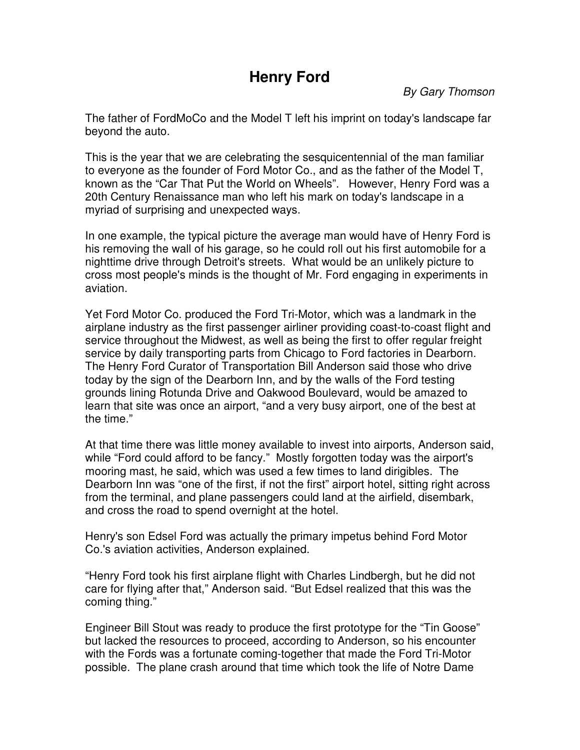# Henry Ford

*By Gary Thomson*

The father of FordMoCo and the Model T left his imprint on today's landscape far beyond the auto.

This is the year that we are celebrating the sesquicentennial of the man familiar to everyone as the founder of Ford Motor Co., and as the father of the Model T, known as the "Car That Put the World on Wheels". However, Henry Ford was a 20th Century Renaissance man who left his mark on today's landscape in a myriad of surprising and unexpected ways.

In one example, the typical picture the average man would have of Henry Ford is his removing the wall of his garage, so he could roll out his first automobile for a nighttime drive through Detroit's streets. What would be an unlikely picture to cross most people's minds is the thought of Mr. Ford engaging in experiments in aviation.

Yet Ford Motor Co. produced the Ford Tri-Motor, which was a landmark in the airplane industry as the first passenger airliner providing coast-to-coast flight and service throughout the Midwest, as well as being the first to offer regular freight service by daily transporting parts from Chicago to Ford factories in Dearborn. The Henry Ford Curator of Transportation Bill Anderson said those who drive today by the sign of the Dearborn Inn, and by the walls of the Ford testing grounds lining Rotunda Drive and Oakwood Boulevard, would be amazed to learn that site was once an airport, "and a very busy airport, one of the best at the time."

At that time there was little money available to invest into airports, Anderson said, while "Ford could afford to be fancy." Mostly forgotten today was the airport's mooring mast, he said, which was used a few times to land dirigibles. The Dearborn Inn was "one of the first, if not the first" airport hotel, sitting right across from the terminal, and plane passengers could land at the airfield, disembark, and cross the road to spend overnight at the hotel.

Henry's son Edsel Ford was actually the primary impetus behind Ford Motor Co.'s aviation activities, Anderson explained.

"Henry Ford took his first airplane flight with Charles Lindbergh, but he did not care for flying after that," Anderson said. "But Edsel realized that this was the coming thing."

Engineer Bill Stout was ready to produce the first prototype for the "Tin Goose" but lacked the resources to proceed, according to Anderson, so his encounter with the Fords was a fortunate coming-together that made the Ford Tri-Motor possible. The plane crash around that time which took the life of Notre Dame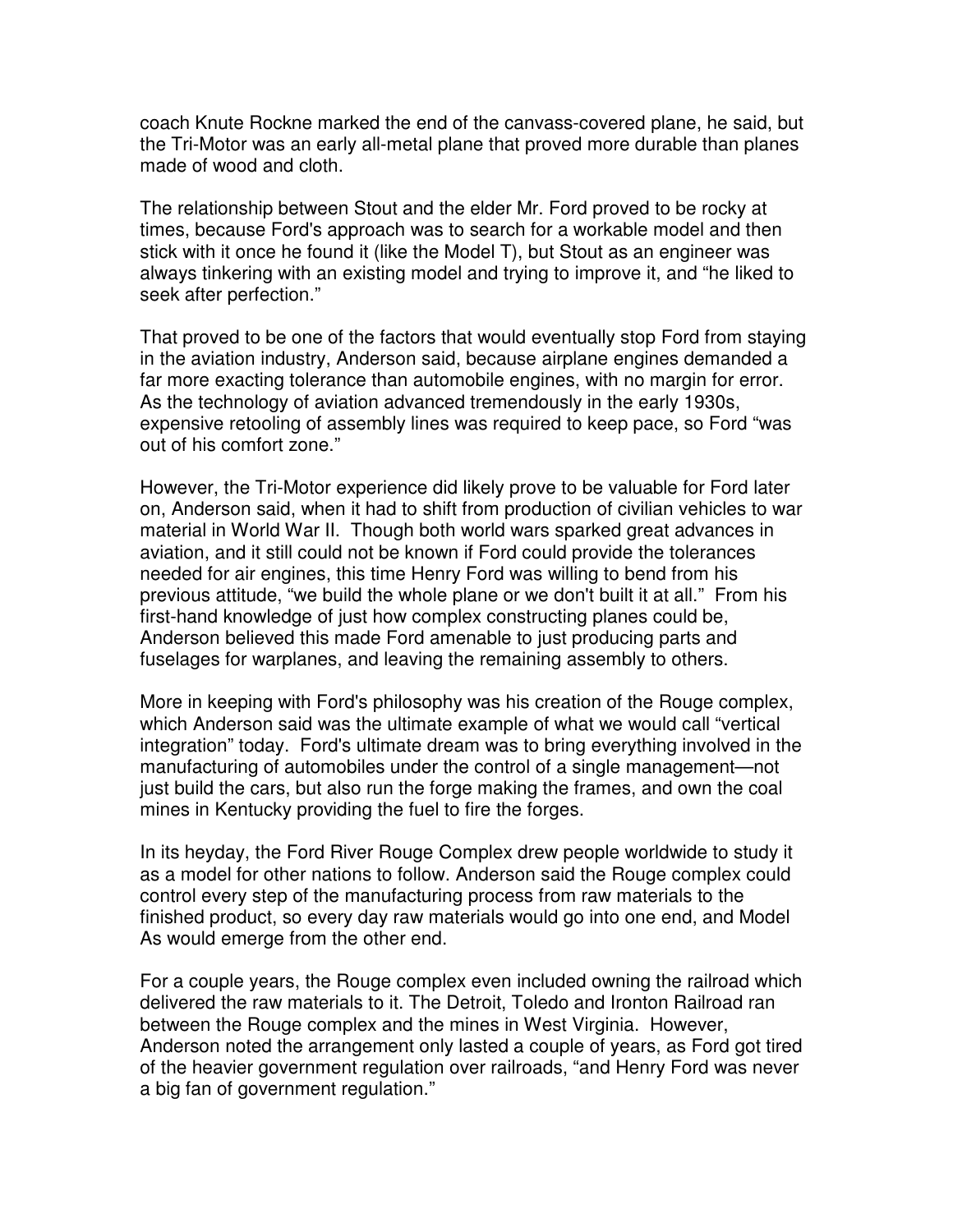coach Knute Rockne marked the end of the canvass-covered plane, he said, but the Tri-Motor was an early all-metal plane that proved more durable than planes made of wood and cloth.

The relationship between Stout and the elder Mr. Ford proved to be rocky at times, because Ford's approach was to search for a workable model and then stick with it once he found it (like the Model T), but Stout as an engineer was always tinkering with an existing model and trying to improve it, and "he liked to seek after perfection."

That proved to be one of the factors that would eventually stop Ford from staying in the aviation industry, Anderson said, because airplane engines demanded a far more exacting tolerance than automobile engines, with no margin for error. As the technology of aviation advanced tremendously in the early 1930s, expensive retooling of assembly lines was required to keep pace, so Ford "was out of his comfort zone."

However, the Tri-Motor experience did likely prove to be valuable for Ford later on, Anderson said, when it had to shift from production of civilian vehicles to war material in World War II. Though both world wars sparked great advances in aviation, and it still could not be known if Ford could provide the tolerances needed for air engines, this time Henry Ford was willing to bend from his previous attitude, "we build the whole plane or we don't built it at all." From his first-hand knowledge of just how complex constructing planes could be, Anderson believed this made Ford amenable to just producing parts and fuselages for warplanes, and leaving the remaining assembly to others.

More in keeping with Ford's philosophy was his creation of the Rouge complex, which Anderson said was the ultimate example of what we would call "vertical integration" today. Ford's ultimate dream was to bring everything involved in the manufacturing of automobiles under the control of a single management—not just build the cars, but also run the forge making the frames, and own the coal mines in Kentucky providing the fuel to fire the forges.

In its heyday, the Ford River Rouge Complex drew people worldwide to study it as a model for other nations to follow. Anderson said the Rouge complex could control every step of the manufacturing process from raw materials to the finished product, so every day raw materials would go into one end, and Model As would emerge from the other end.

For a couple years, the Rouge complex even included owning the railroad which delivered the raw materials to it. The Detroit, Toledo and Ironton Railroad ran between the Rouge complex and the mines in West Virginia. However, Anderson noted the arrangement only lasted a couple of years, as Ford got tired of the heavier government regulation over railroads, "and Henry Ford was never a big fan of government regulation."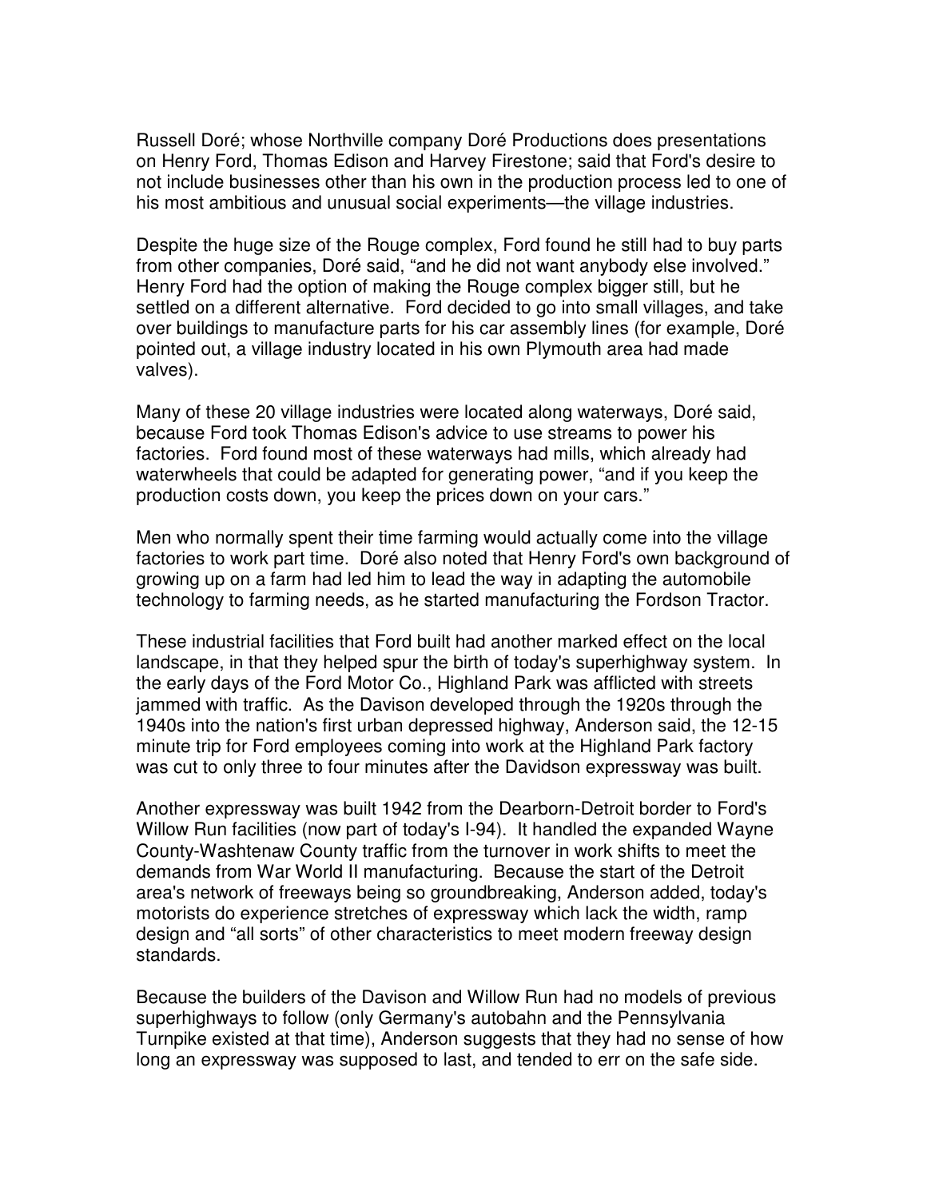Russell Doré; whose Northville company Doré Productions does presentations on Henry Ford, Thomas Edison and Harvey Firestone; said that Ford's desire to not include businesses other than his own in the production process led to one of his most ambitious and unusual social experiments—the village industries.

Despite the huge size of the Rouge complex, Ford found he still had to buy parts from other companies, Doré said, "and he did not want anybody else involved." Henry Ford had the option of making the Rouge complex bigger still, but he settled on a different alternative. Ford decided to go into small villages, and take over buildings to manufacture parts for his car assembly lines (for example, Doré pointed out, a village industry located in his own Plymouth area had made valves).

Many of these 20 village industries were located along waterways, Doré said, because Ford took Thomas Edison's advice to use streams to power his factories. Ford found most of these waterways had mills, which already had waterwheels that could be adapted for generating power, "and if you keep the production costs down, you keep the prices down on your cars."

Men who normally spent their time farming would actually come into the village factories to work part time. Doré also noted that Henry Ford's own background of growing up on a farm had led him to lead the way in adapting the automobile technology to farming needs, as he started manufacturing the Fordson Tractor.

These industrial facilities that Ford built had another marked effect on the local landscape, in that they helped spur the birth of today's superhighway system. In the early days of the Ford Motor Co., Highland Park was afflicted with streets jammed with traffic. As the Davison developed through the 1920s through the 1940s into the nation's first urban depressed highway, Anderson said, the 12-15 minute trip for Ford employees coming into work at the Highland Park factory was cut to only three to four minutes after the Davidson expressway was built.

Another expressway was built 1942 from the Dearborn-Detroit border to Ford's Willow Run facilities (now part of today's I-94). It handled the expanded Wayne County-Washtenaw County traffic from the turnover in work shifts to meet the demands from War World II manufacturing. Because the start of the Detroit area's network of freeways being so groundbreaking, Anderson added, today's motorists do experience stretches of expressway which lack the width, ramp design and "all sorts" of other characteristics to meet modern freeway design standards.

Because the builders of the Davison and Willow Run had no models of previous superhighways to follow (only Germany's autobahn and the Pennsylvania Turnpike existed at that time), Anderson suggests that they had no sense of how long an expressway was supposed to last, and tended to err on the safe side.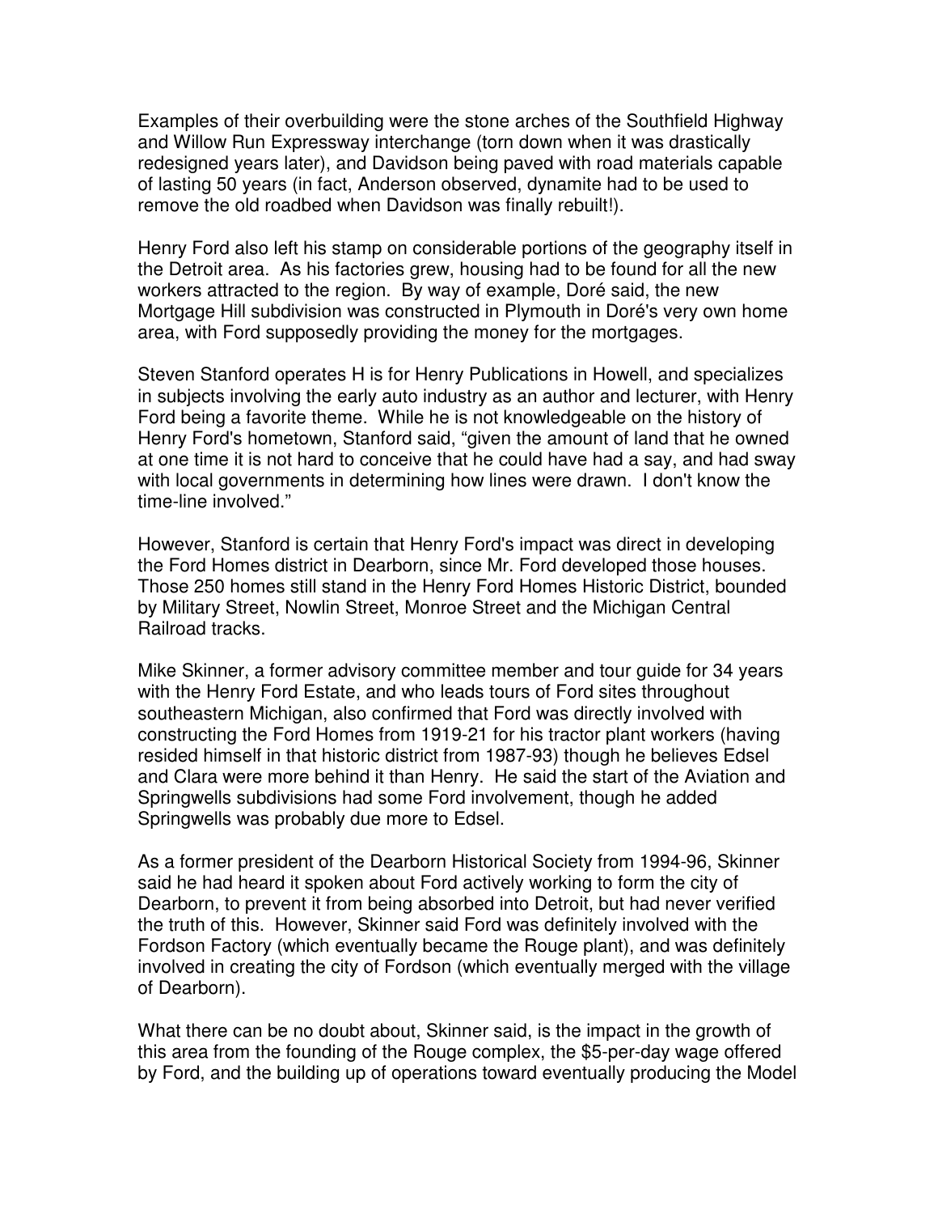Examples of their overbuilding were the stone arches of the Southfield Highway and Willow Run Expressway interchange (torn down when it was drastically redesigned years later), and Davidson being paved with road materials capable of lasting 50 years (in fact, Anderson observed, dynamite had to be used to remove the old roadbed when Davidson was finally rebuilt!).

Henry Ford also left his stamp on considerable portions of the geography itself in the Detroit area. As his factories grew, housing had to be found for all the new workers attracted to the region. By way of example, Doré said, the new Mortgage Hill subdivision was constructed in Plymouth in Doré's very own home area, with Ford supposedly providing the money for the mortgages.

Steven Stanford operates H is for Henry Publications in Howell, and specializes in subjects involving the early auto industry as an author and lecturer, with Henry Ford being a favorite theme. While he is not knowledgeable on the history of Henry Ford's hometown, Stanford said, "given the amount of land that he owned at one time it is not hard to conceive that he could have had a say, and had sway with local governments in determining how lines were drawn. I don't know the time-line involved."

However, Stanford is certain that Henry Ford's impact was direct in developing the Ford Homes district in Dearborn, since Mr. Ford developed those houses. Those 250 homes still stand in the Henry Ford Homes Historic District, bounded by Military Street, Nowlin Street, Monroe Street and the Michigan Central Railroad tracks.

Mike Skinner, a former advisory committee member and tour guide for 34 years with the Henry Ford Estate, and who leads tours of Ford sites throughout southeastern Michigan, also confirmed that Ford was directly involved with constructing the Ford Homes from 1919-21 for his tractor plant workers (having resided himself in that historic district from 1987-93) though he believes Edsel and Clara were more behind it than Henry. He said the start of the Aviation and Springwells subdivisions had some Ford involvement, though he added Springwells was probably due more to Edsel.

As a former president of the Dearborn Historical Society from 1994-96, Skinner said he had heard it spoken about Ford actively working to form the city of Dearborn, to prevent it from being absorbed into Detroit, but had never verified the truth of this. However, Skinner said Ford was definitely involved with the Fordson Factory (which eventually became the Rouge plant), and was definitely involved in creating the city of Fordson (which eventually merged with the village of Dearborn).

What there can be no doubt about, Skinner said, is the impact in the growth of this area from the founding of the Rouge complex, the $5-per-day wage offered by Ford, and the building up of operations toward eventually producing the Model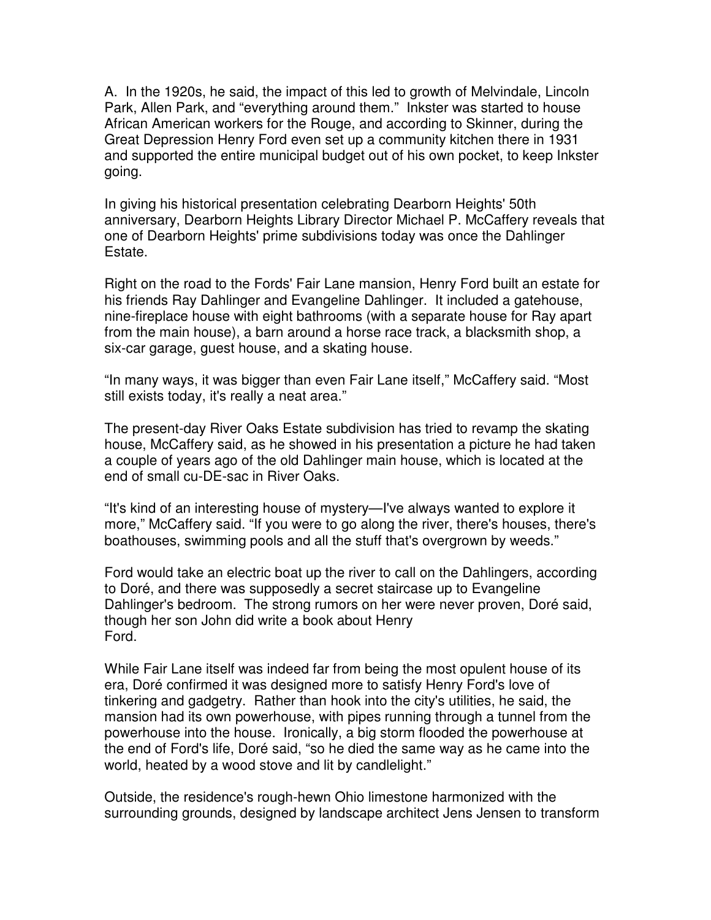A. In the 1920s, he said, the impact of this led to growth of Melvindale, Lincoln Park, Allen Park, and "everything around them." Inkster was started to house African American workers for the Rouge, and according to Skinner, during the Great Depression Henry Ford even set up a community kitchen there in 1931 and supported the entire municipal budget out of his own pocket, to keep Inkster going.

In giving his historical presentation celebrating Dearborn Heights' 50th anniversary, Dearborn Heights Library Director Michael P. McCaffery reveals that one of Dearborn Heights' prime subdivisions today was once the Dahlinger Estate.

Right on the road to the Fords' Fair Lane mansion, Henry Ford built an estate for his friends Ray Dahlinger and Evangeline Dahlinger. It included a gatehouse, nine-fireplace house with eight bathrooms (with a separate house for Ray apart from the main house), a barn around a horse race track, a blacksmith shop, a six-car garage, guest house, and a skating house.

"In many ways, it was bigger than even Fair Lane itself," McCaffery said. "Most still exists today, it's really a neat area."

The present-day River Oaks Estate subdivision has tried to revamp the skating house, McCaffery said, as he showed in his presentation a picture he had taken a couple of years ago of the old Dahlinger main house, which is located at the end of small cu-DE-sac in River Oaks.

"It's kind of an interesting house of mystery—I've always wanted to explore it more," McCaffery said. "If you were to go along the river, there's houses, there's boathouses, swimming pools and all the stuff that's overgrown by weeds."

Ford would take an electric boat up the river to call on the Dahlingers, according to Doré, and there was supposedly a secret staircase up to Evangeline Dahlinger's bedroom. The strong rumors on her were never proven, Doré said, though her son John did write a book about Henry Ford.

While Fair Lane itself was indeed far from being the most opulent house of its era, Doré confirmed it was designed more to satisfy Henry Ford's love of tinkering and gadgetry. Rather than hook into the city's utilities, he said, the mansion had its own powerhouse, with pipes running through a tunnel from the powerhouse into the house. Ironically, a big storm flooded the powerhouse at the end of Ford's life, Doré said, "so he died the same way as he came into the world, heated by a wood stove and lit by candlelight."

Outside, the residence's rough-hewn Ohio limestone harmonized with the surrounding grounds, designed by landscape architect Jens Jensen to transform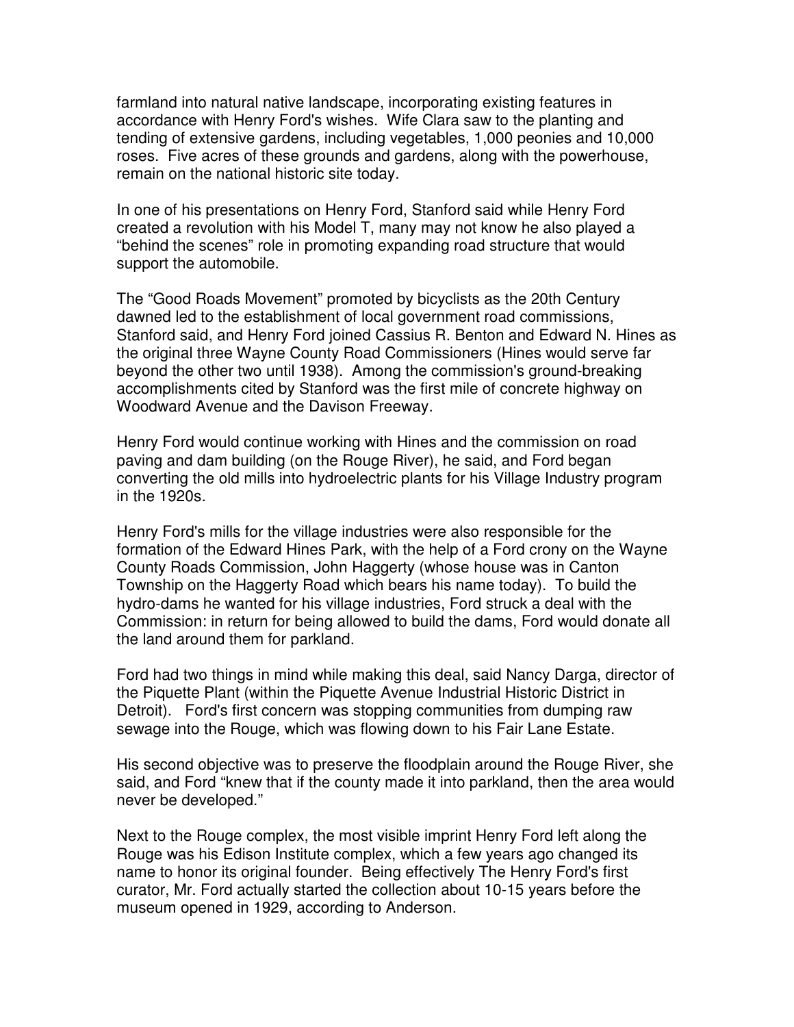farmland into natural native landscape, incorporating existing features in accordance with Henry Ford's wishes. Wife Clara saw to the planting and tending of extensive gardens, including vegetables, 1,000 peonies and 10,000 roses. Five acres of these grounds and gardens, along with the powerhouse, remain on the national historic site today.

In one of his presentations on Henry Ford, Stanford said while Henry Ford created a revolution with his Model T, many may not know he also played a "behind the scenes" role in promoting expanding road structure that would support the automobile.

The "Good Roads Movement" promoted by bicyclists as the 20th Century dawned led to the establishment of local government road commissions, Stanford said, and Henry Ford joined Cassius R. Benton and Edward N. Hines as the original three Wayne County Road Commissioners (Hines would serve far beyond the other two until 1938). Among the commission's ground-breaking accomplishments cited by Stanford was the first mile of concrete highway on Woodward Avenue and the Davison Freeway.

Henry Ford would continue working with Hines and the commission on road paving and dam building (on the Rouge River), he said, and Ford began converting the old mills into hydroelectric plants for his Village Industry program in the 1920s.

Henry Ford's mills for the village industries were also responsible for the formation of the Edward Hines Park, with the help of a Ford crony on the Wayne County Roads Commission, John Haggerty (whose house was in Canton Township on the Haggerty Road which bears his name today). To build the hydro-dams he wanted for his village industries, Ford struck a deal with the Commission: in return for being allowed to build the dams, Ford would donate all the land around them for parkland.

Ford had two things in mind while making this deal, said Nancy Darga, director of the Piquette Plant (within the Piquette Avenue Industrial Historic District in Detroit). Ford's first concern was stopping communities from dumping raw sewage into the Rouge, which was flowing down to his Fair Lane Estate.

His second objective was to preserve the floodplain around the Rouge River, she said, and Ford "knew that if the county made it into parkland, then the area would never be developed."

Next to the Rouge complex, the most visible imprint Henry Ford left along the Rouge was his Edison Institute complex, which a few years ago changed its name to honor its original founder. Being effectively The Henry Ford's first curator, Mr. Ford actually started the collection about 10-15 years before the museum opened in 1929, according to Anderson.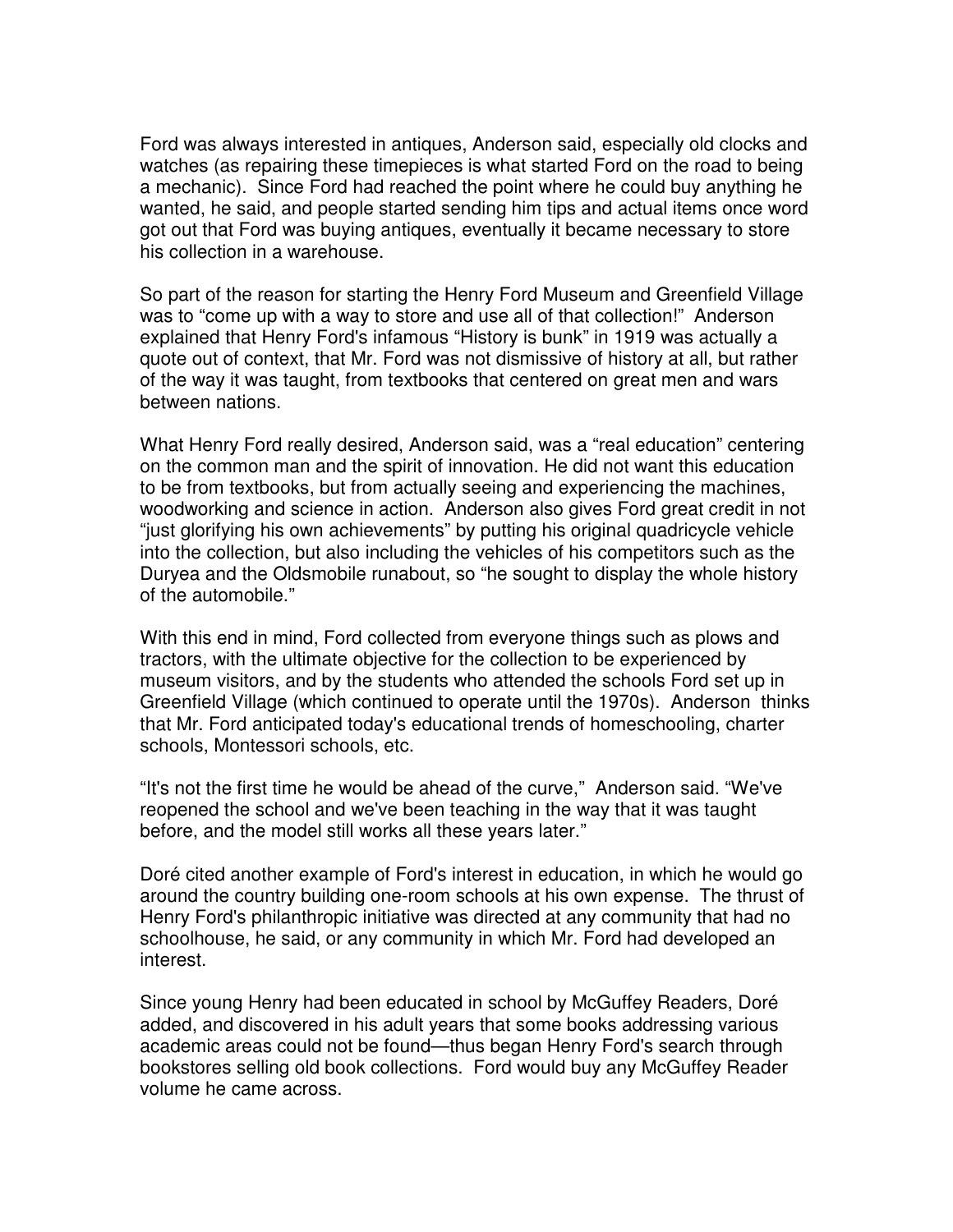Ford was always interested in antiques, Anderson said, especially old clocks and watches (as repairing these timepieces is what started Ford on the road to being a mechanic). Since Ford had reached the point where he could buy anything he wanted, he said, and people started sending him tips and actual items once word got out that Ford was buying antiques, eventually it became necessary to store his collection in a warehouse.

So part of the reason for starting the Henry Ford Museum and Greenfield Village was to "come up with a way to store and use all of that collection!" Anderson explained that Henry Ford's infamous "History is bunk" in 1919 was actually a quote out of context, that Mr. Ford was not dismissive of history at all, but rather of the way it was taught, from textbooks that centered on great men and wars between nations.

What Henry Ford really desired, Anderson said, was a "real education" centering on the common man and the spirit of innovation. He did not want this education to be from textbooks, but from actually seeing and experiencing the machines, woodworking and science in action. Anderson also gives Ford great credit in not "just glorifying his own achievements" by putting his original quadricycle vehicle into the collection, but also including the vehicles of his competitors such as the Duryea and the Oldsmobile runabout, so "he sought to display the whole history of the automobile."

With this end in mind, Ford collected from everyone things such as plows and tractors, with the ultimate objective for the collection to be experienced by museum visitors, and by the students who attended the schools Ford set up in Greenfield Village (which continued to operate until the 1970s). Anderson thinks that Mr. Ford anticipated today's educational trends of homeschooling, charter schools, Montessori schools, etc.

"It's not the first time he would be ahead of the curve," Anderson said. "We've reopened the school and we've been teaching in the way that it was taught before, and the model still works all these years later."

Doré cited another example of Ford's interest in education, in which he would go around the country building one-room schools at his own expense. The thrust of Henry Ford's philanthropic initiative was directed at any community that had no schoolhouse, he said, or any community in which Mr. Ford had developed an interest.

Since young Henry had been educated in school by McGuffey Readers, Doré added, and discovered in his adult years that some books addressing various academic areas could not be found—thus began Henry Ford's search through bookstores selling old book collections. Ford would buy any McGuffey Reader volume he came across.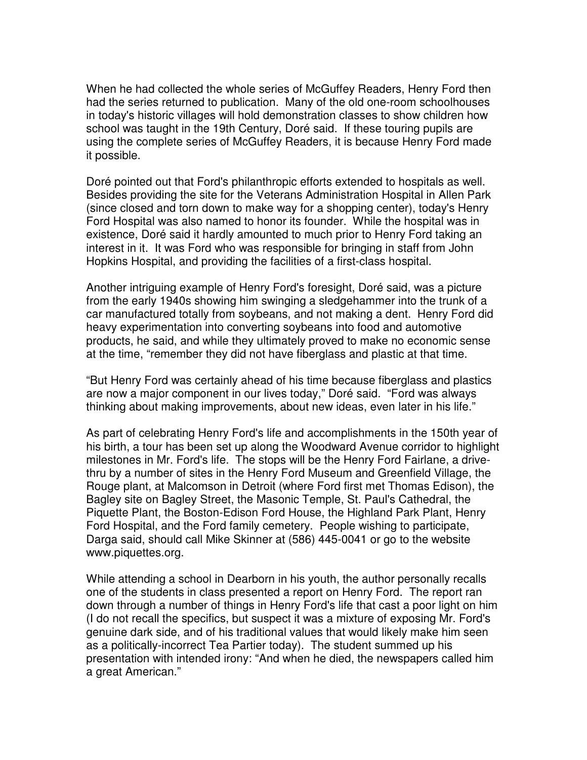When he had collected the whole series of McGuffey Readers, Henry Ford then had the series returned to publication. Many of the old one-room schoolhouses in today's historic villages will hold demonstration classes to show children how school was taught in the 19th Century, Doré said. If these touring pupils are using the complete series of McGuffey Readers, it is because Henry Ford made it possible.

Doré pointed out that Ford's philanthropic efforts extended to hospitals as well. Besides providing the site for the Veterans Administration Hospital in Allen Park (since closed and torn down to make way for a shopping center), today's Henry Ford Hospital was also named to honor its founder. While the hospital was in existence, Doré said it hardly amounted to much prior to Henry Ford taking an interest in it. It was Ford who was responsible for bringing in staff from John Hopkins Hospital, and providing the facilities of a first-class hospital.

Another intriguing example of Henry Ford's foresight, Doré said, was a picture from the early 1940s showing him swinging a sledgehammer into the trunk of a car manufactured totally from soybeans, and not making a dent. Henry Ford did heavy experimentation into converting soybeans into food and automotive products, he said, and while they ultimately proved to make no economic sense at the time, "remember they did not have fiberglass and plastic at that time.

"But Henry Ford was certainly ahead of his time because fiberglass and plastics are now a major component in our lives today," Doré said. "Ford was always thinking about making improvements, about new ideas, even later in his life."

As part of celebrating Henry Ford's life and accomplishments in the 150th year of his birth, a tour has been set up along the Woodward Avenue corridor to highlight milestones in Mr. Ford's life. The stops will be the Henry Ford Fairlane, a drive-thru by a number of sites in the Henry Ford Museum and Greenfield Village, the Rouge plant, at Malcomson in Detroit (where Ford first met Thomas Edison), the Bagley site on Bagley Street, the Masonic Temple, St. Paul's Cathedral, the Piquette Plant, the Boston-Edison Ford House, the Highland Park Plant, Henry Ford Hospital, and the Ford family cemetery. People wishing to participate, Darga said, should call Mike Skinner at (586) 445-0041 or go to the website www.piquettes.org.

While attending a school in Dearborn in his youth, the author personally recalls one of the students in class presented a report on Henry Ford. The report ran down through a number of things in Henry Ford's life that cast a poor light on him (I do not recall the specifics, but suspect it was a mixture of exposing Mr. Ford's genuine dark side, and of his traditional values that would likely make him seen as a politically-incorrect Tea Partier today). The student summed up his presentation with intended irony: "And when he died, the newspapers called him a great American."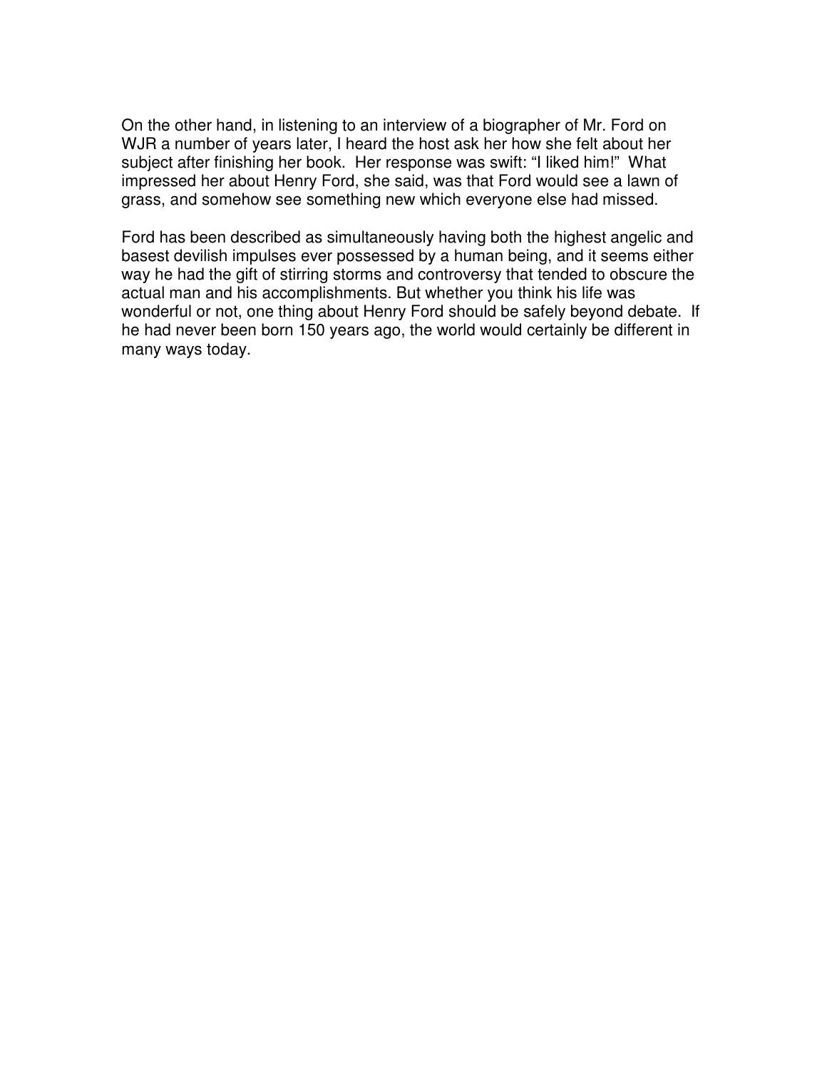On the other hand, in listening to an interview of a biographer of Mr. Ford on WJR a number of years later, I heard the host ask her how she felt about her subject after finishing her book. Her response was swift: “I liked him!” What impressed her about Henry Ford, she said, was that Ford would see a lawn of grass, and somehow see something new which everyone else had missed.

Ford has been described as simultaneously having both the highest angelic and basest devilish impulses ever possessed by a human being, and it seems either way he had the gift of stirring storms and controversy that tended to obscure the actual man and his accomplishments. But whether you think his life was wonderful or not, one thing about Henry Ford should be safely beyond debate. If he had never been born 150 years ago, the world would certainly be different in many ways today.